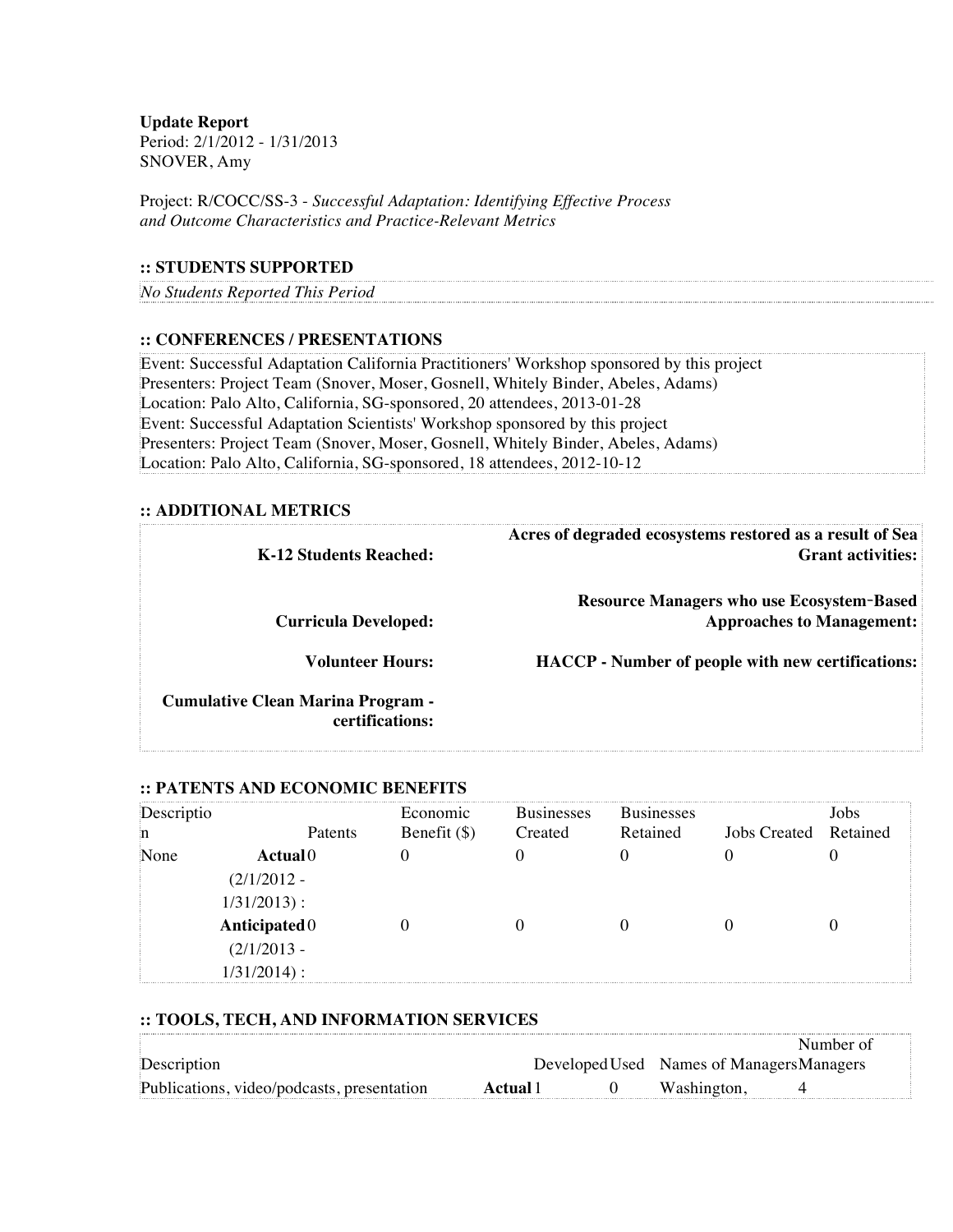**Update Report**
Period: 2/1/2012 - 1/31/2013
SNOVER, Amy

Project: R/COCC/SS-3 - *Successful Adaptation: Identifying Effective Process and Outcome Characteristics and Practice-Relevant Metrics*

## :: STUDENTS SUPPORTED

*No Students Reported This Period*

## :: CONFERENCES / PRESENTATIONS

Event: Successful Adaptation California Practitioners' Workshop sponsored by this project
Presenters: Project Team (Snover, Moser, Gosnell, Whitely Binder, Abeles, Adams)
Location: Palo Alto, California, SG-sponsored, 20 attendees, 2013-01-28
Event: Successful Adaptation Scientists' Workshop sponsored by this project
Presenters: Project Team (Snover, Moser, Gosnell, Whitely Binder, Abeles, Adams)
Location: Palo Alto, California, SG-sponsored, 18 attendees, 2012-10-12

## :: ADDITIONAL METRICS

| | |
|---|---|
| **K-12 Students Reached:** | **Acres of degraded ecosystems restored as a result of Sea Grant activities:** |
| **Curricula Developed:** | **Resource Managers who use Ecosystem-Based Approaches to Management:** |
| **Volunteer Hours:** | **HACCP - Number of people with new certifications:** |
| **Cumulative Clean Marina Program - certifications:** | |

## :: PATENTS AND ECONOMIC BENEFITS

| Description | | Patents | Economic Benefit ($) | Businesses Created | Businesses Retained | Jobs Created | Jobs Retained |
|---|---|---|---|---|---|---|---|
| None | **Actual** (2/1/2012 - 1/31/2013) : | 0 | 0 | 0 | 0 | 0 | 0 |
| | **Anticipated** (2/1/2013 - 1/31/2014) : | 0 | 0 | 0 | 0 | 0 | 0 |

## :: TOOLS, TECH, AND INFORMATION SERVICES

| Description | | Developed | Used | Names of Managers | Number of Managers |
|---|---|---|---|---|---|
| Publications, video/podcasts, presentation | **Actual** | 1 | 0 | Washington, | 4 |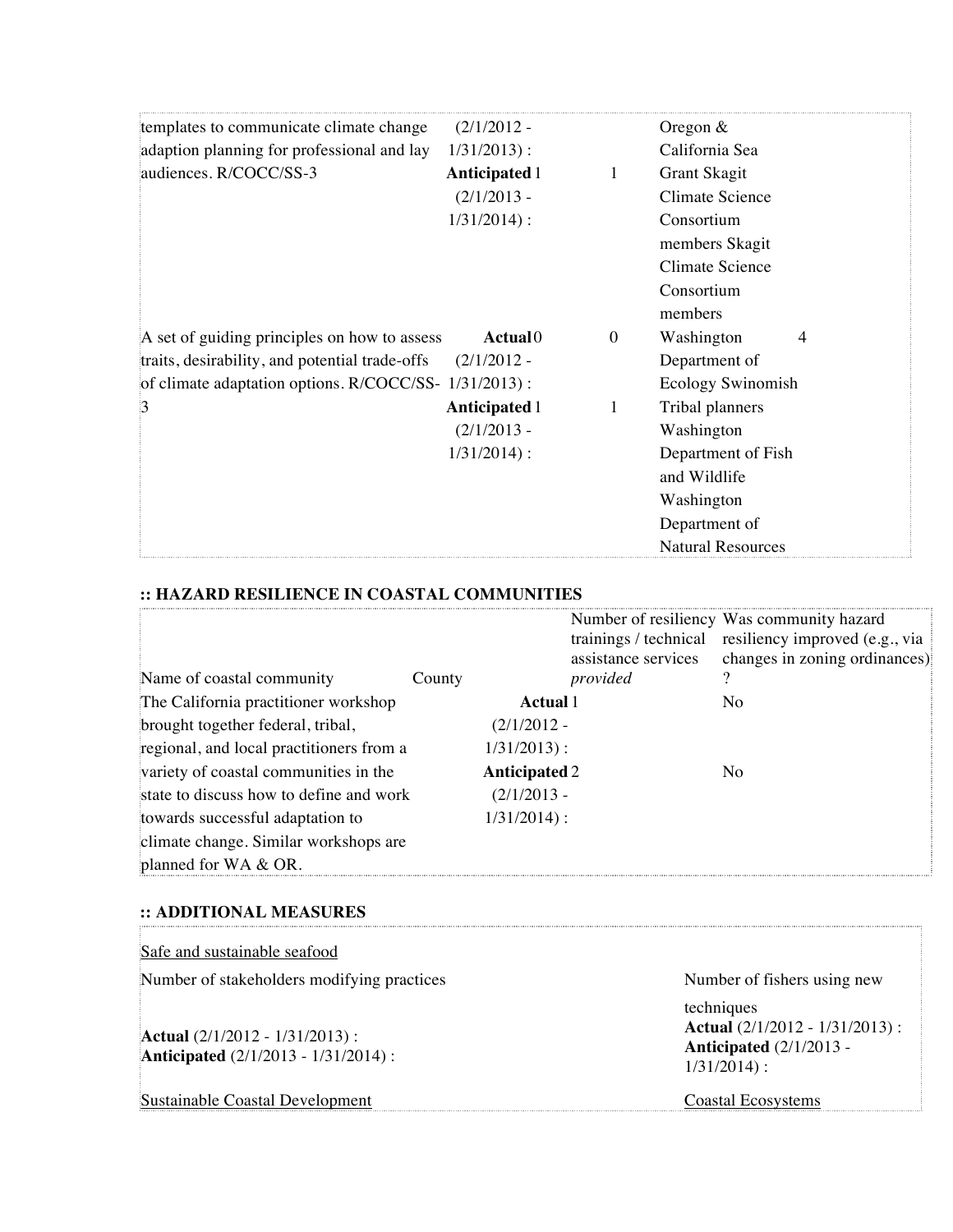| | | | | |
|---|---|---|---|---|
| templates to communicate climate change adaption planning for professional and lay audiences. R/COCC/SS-3 | (2/1/2012 - 1/31/2013) : **Anticipated** 1 (2/1/2013 - 1/31/2014) : | 1 | Oregon & California Sea Grant Skagit Climate Science Consortium members Skagit Climate Science Consortium members | |
| A set of guiding principles on how to assess traits, desirability, and potential trade-offs of climate adaptation options. R/COCC/SS-3 | **Actual** 0 (2/1/2012 - 1/31/2013) : **Anticipated** 1 (2/1/2013 - 1/31/2014) : | 0<br>1 | Washington Department of Ecology Swinomish Tribal planners Washington Department of Fish and Wildlife Washington Department of Natural Resources | 4 |

### :: HAZARD RESILIENCE IN COASTAL COMMUNITIES

| Name of coastal community | County | Number of resiliency trainings / technical assistance services *provided* | Was community hazard resiliency improved (e.g., via changes in zoning ordinances)? |
|---|---|---|---|
| The California practitioner workshop brought together federal, tribal, regional, and local practitioners from a variety of coastal communities in the state to discuss how to define and work towards successful adaptation to climate change. Similar workshops are planned for WA & OR. | | **Actual** 1 (2/1/2012 - 1/31/2013) : | No |
| | | **Anticipated** 2 (2/1/2013 - 1/31/2014) : | No |

### :: ADDITIONAL MEASURES

Safe and sustainable seafood

Number of stakeholders modifying practices

**Actual** (2/1/2012 - 1/31/2013) :
**Anticipated** (2/1/2013 - 1/31/2014) :

Number of fishers using new techniques

**Actual** (2/1/2012 - 1/31/2013) :
**Anticipated** (2/1/2013 - 1/31/2014) :

Sustainable Coastal Development

Coastal Ecosystems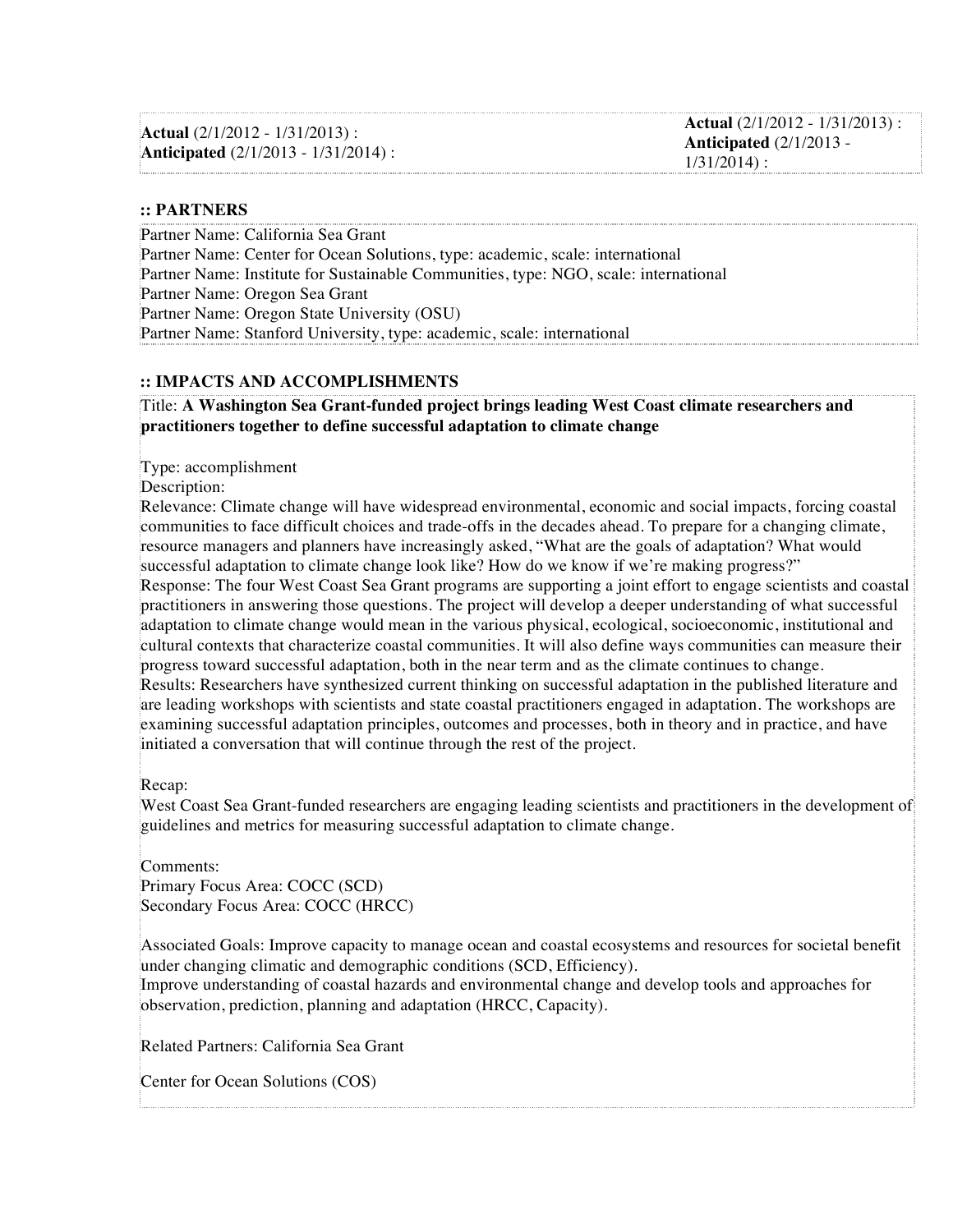| **Actual** (2/1/2012 - 1/31/2013) :<br>**Anticipated** (2/1/2013 - 1/31/2014) : | **Actual** (2/1/2012 - 1/31/2013) :<br>**Anticipated** (2/1/2013 - 1/31/2014) : |
|---|---|

## :: PARTNERS

Partner Name: California Sea Grant
Partner Name: Center for Ocean Solutions, type: academic, scale: international
Partner Name: Institute for Sustainable Communities, type: NGO, scale: international
Partner Name: Oregon Sea Grant
Partner Name: Oregon State University (OSU)
Partner Name: Stanford University, type: academic, scale: international

## :: IMPACTS AND ACCOMPLISHMENTS

Title: **A Washington Sea Grant-funded project brings leading West Coast climate researchers and practitioners together to define successful adaptation to climate change**

Type: accomplishment
Description:
Relevance: Climate change will have widespread environmental, economic and social impacts, forcing coastal communities to face difficult choices and trade-offs in the decades ahead. To prepare for a changing climate, resource managers and planners have increasingly asked, "What are the goals of adaptation? What would successful adaptation to climate change look like? How do we know if we're making progress?"
Response: The four West Coast Sea Grant programs are supporting a joint effort to engage scientists and coastal practitioners in answering those questions. The project will develop a deeper understanding of what successful adaptation to climate change would mean in the various physical, ecological, socioeconomic, institutional and cultural contexts that characterize coastal communities. It will also define ways communities can measure their progress toward successful adaptation, both in the near term and as the climate continues to change.
Results: Researchers have synthesized current thinking on successful adaptation in the published literature and are leading workshops with scientists and state coastal practitioners engaged in adaptation. The workshops are examining successful adaptation principles, outcomes and processes, both in theory and in practice, and have initiated a conversation that will continue through the rest of the project.

Recap:
West Coast Sea Grant-funded researchers are engaging leading scientists and practitioners in the development of guidelines and metrics for measuring successful adaptation to climate change.

Comments:
Primary Focus Area: COCC (SCD)
Secondary Focus Area: COCC (HRCC)

Associated Goals: Improve capacity to manage ocean and coastal ecosystems and resources for societal benefit under changing climatic and demographic conditions (SCD, Efficiency).
Improve understanding of coastal hazards and environmental change and develop tools and approaches for observation, prediction, planning and adaptation (HRCC, Capacity).

Related Partners: California Sea Grant

Center for Ocean Solutions (COS)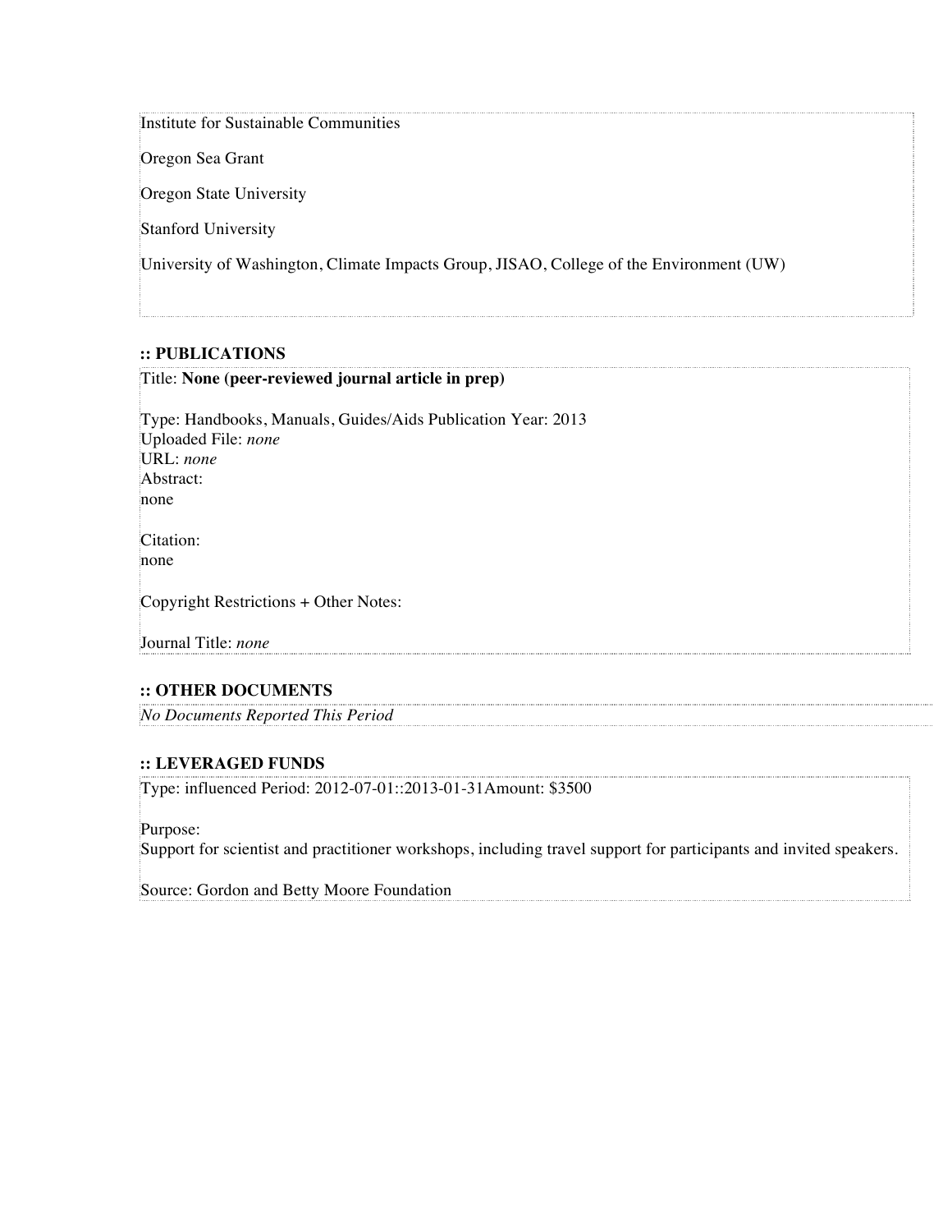Institute for Sustainable Communities

Oregon Sea Grant

Oregon State University

Stanford University

University of Washington, Climate Impacts Group, JISAO, College of the Environment (UW)

**:: PUBLICATIONS**

Title: **None (peer-reviewed journal article in prep)**

Type: Handbooks, Manuals, Guides/Aids Publication Year: 2013
Uploaded File: *none*
URL: *none*
Abstract:
none

Citation:
none

Copyright Restrictions + Other Notes:

Journal Title: *none*

**:: OTHER DOCUMENTS**

*No Documents Reported This Period*

**:: LEVERAGED FUNDS**

Type: influenced Period: 2012-07-01::2013-01-31Amount: $3500

Purpose:
Support for scientist and practitioner workshops, including travel support for participants and invited speakers.

Source: Gordon and Betty Moore Foundation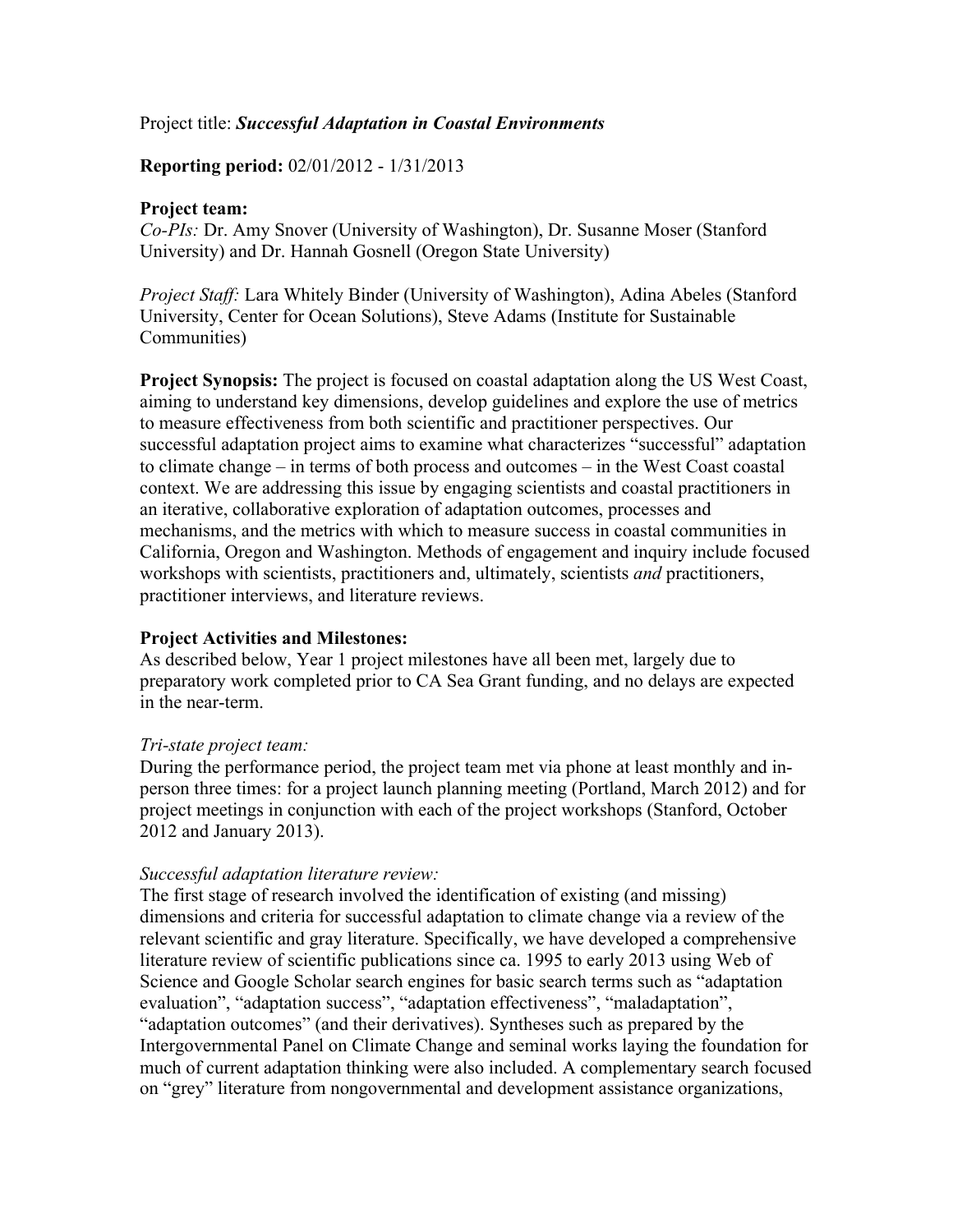Project title: ***Successful Adaptation in Coastal Environments***

**Reporting period:** 02/01/2012 - 1/31/2013

**Project team:**
*Co-PIs:* Dr. Amy Snover (University of Washington), Dr. Susanne Moser (Stanford University) and Dr. Hannah Gosnell (Oregon State University)

*Project Staff:* Lara Whitely Binder (University of Washington), Adina Abeles (Stanford University, Center for Ocean Solutions), Steve Adams (Institute for Sustainable Communities)

**Project Synopsis:** The project is focused on coastal adaptation along the US West Coast, aiming to understand key dimensions, develop guidelines and explore the use of metrics to measure effectiveness from both scientific and practitioner perspectives. Our successful adaptation project aims to examine what characterizes "successful" adaptation to climate change – in terms of both process and outcomes – in the West Coast coastal context. We are addressing this issue by engaging scientists and coastal practitioners in an iterative, collaborative exploration of adaptation outcomes, processes and mechanisms, and the metrics with which to measure success in coastal communities in California, Oregon and Washington. Methods of engagement and inquiry include focused workshops with scientists, practitioners and, ultimately, scientists *and* practitioners, practitioner interviews, and literature reviews.

**Project Activities and Milestones:**
As described below, Year 1 project milestones have all been met, largely due to preparatory work completed prior to CA Sea Grant funding, and no delays are expected in the near-term.

*Tri-state project team:*
During the performance period, the project team met via phone at least monthly and in-person three times: for a project launch planning meeting (Portland, March 2012) and for project meetings in conjunction with each of the project workshops (Stanford, October 2012 and January 2013).

*Successful adaptation literature review:*
The first stage of research involved the identification of existing (and missing) dimensions and criteria for successful adaptation to climate change via a review of the relevant scientific and gray literature. Specifically, we have developed a comprehensive literature review of scientific publications since ca. 1995 to early 2013 using Web of Science and Google Scholar search engines for basic search terms such as "adaptation evaluation", "adaptation success", "adaptation effectiveness", "maladaptation", "adaptation outcomes" (and their derivatives). Syntheses such as prepared by the Intergovernmental Panel on Climate Change and seminal works laying the foundation for much of current adaptation thinking were also included. A complementary search focused on "grey" literature from nongovernmental and development assistance organizations,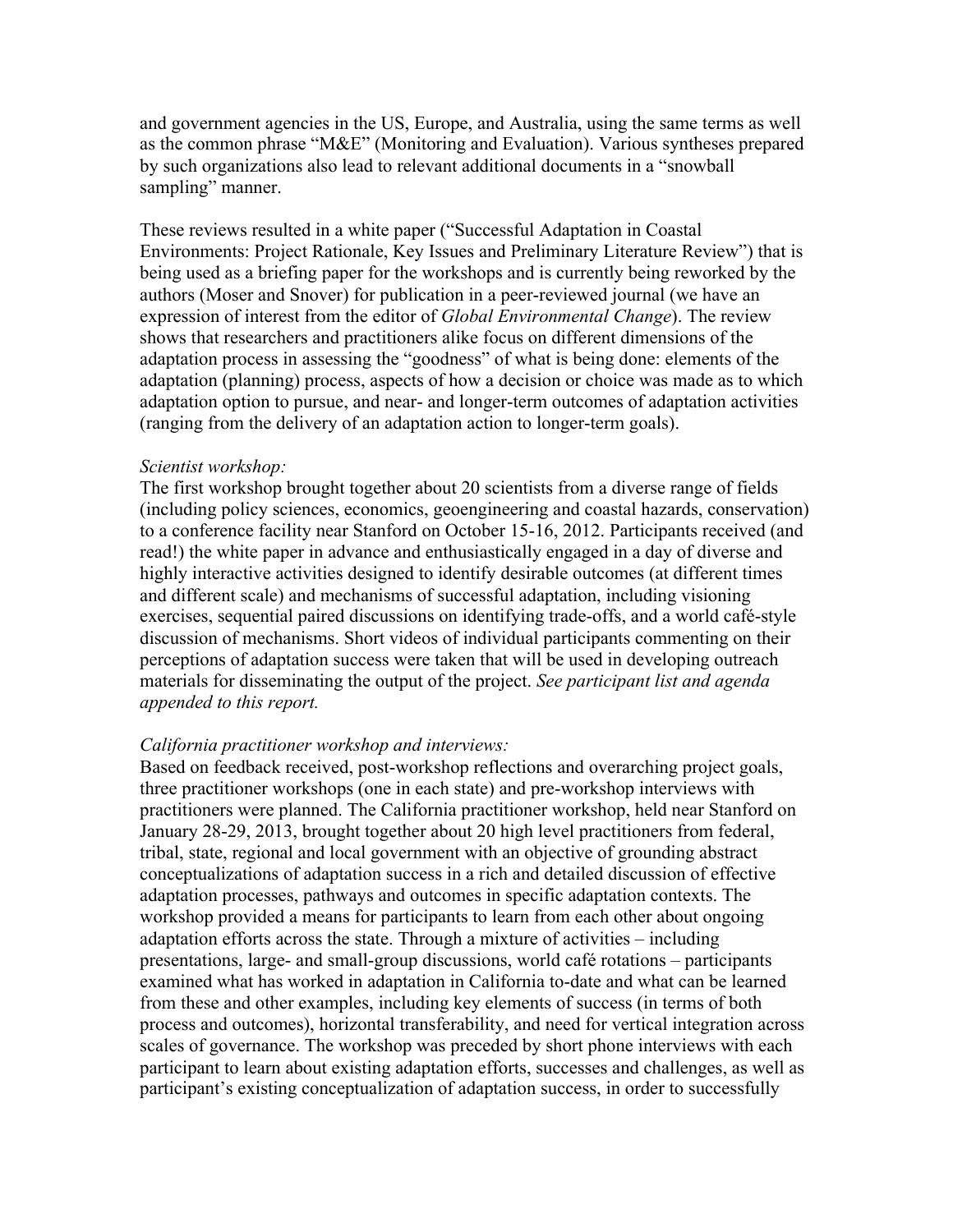and government agencies in the US, Europe, and Australia, using the same terms as well as the common phrase "M&E" (Monitoring and Evaluation). Various syntheses prepared by such organizations also lead to relevant additional documents in a "snowball sampling" manner.

These reviews resulted in a white paper ("Successful Adaptation in Coastal Environments: Project Rationale, Key Issues and Preliminary Literature Review") that is being used as a briefing paper for the workshops and is currently being reworked by the authors (Moser and Snover) for publication in a peer-reviewed journal (we have an expression of interest from the editor of *Global Environmental Change*). The review shows that researchers and practitioners alike focus on different dimensions of the adaptation process in assessing the "goodness" of what is being done: elements of the adaptation (planning) process, aspects of how a decision or choice was made as to which adaptation option to pursue, and near- and longer-term outcomes of adaptation activities (ranging from the delivery of an adaptation action to longer-term goals).

*Scientist workshop:*

The first workshop brought together about 20 scientists from a diverse range of fields (including policy sciences, economics, geoengineering and coastal hazards, conservation) to a conference facility near Stanford on October 15-16, 2012. Participants received (and read!) the white paper in advance and enthusiastically engaged in a day of diverse and highly interactive activities designed to identify desirable outcomes (at different times and different scale) and mechanisms of successful adaptation, including visioning exercises, sequential paired discussions on identifying trade-offs, and a world café-style discussion of mechanisms. Short videos of individual participants commenting on their perceptions of adaptation success were taken that will be used in developing outreach materials for disseminating the output of the project. *See participant list and agenda appended to this report.*

*California practitioner workshop and interviews:*

Based on feedback received, post-workshop reflections and overarching project goals, three practitioner workshops (one in each state) and pre-workshop interviews with practitioners were planned. The California practitioner workshop, held near Stanford on January 28-29, 2013, brought together about 20 high level practitioners from federal, tribal, state, regional and local government with an objective of grounding abstract conceptualizations of adaptation success in a rich and detailed discussion of effective adaptation processes, pathways and outcomes in specific adaptation contexts. The workshop provided a means for participants to learn from each other about ongoing adaptation efforts across the state. Through a mixture of activities – including presentations, large- and small-group discussions, world café rotations – participants examined what has worked in adaptation in California to-date and what can be learned from these and other examples, including key elements of success (in terms of both process and outcomes), horizontal transferability, and need for vertical integration across scales of governance. The workshop was preceded by short phone interviews with each participant to learn about existing adaptation efforts, successes and challenges, as well as participant's existing conceptualization of adaptation success, in order to successfully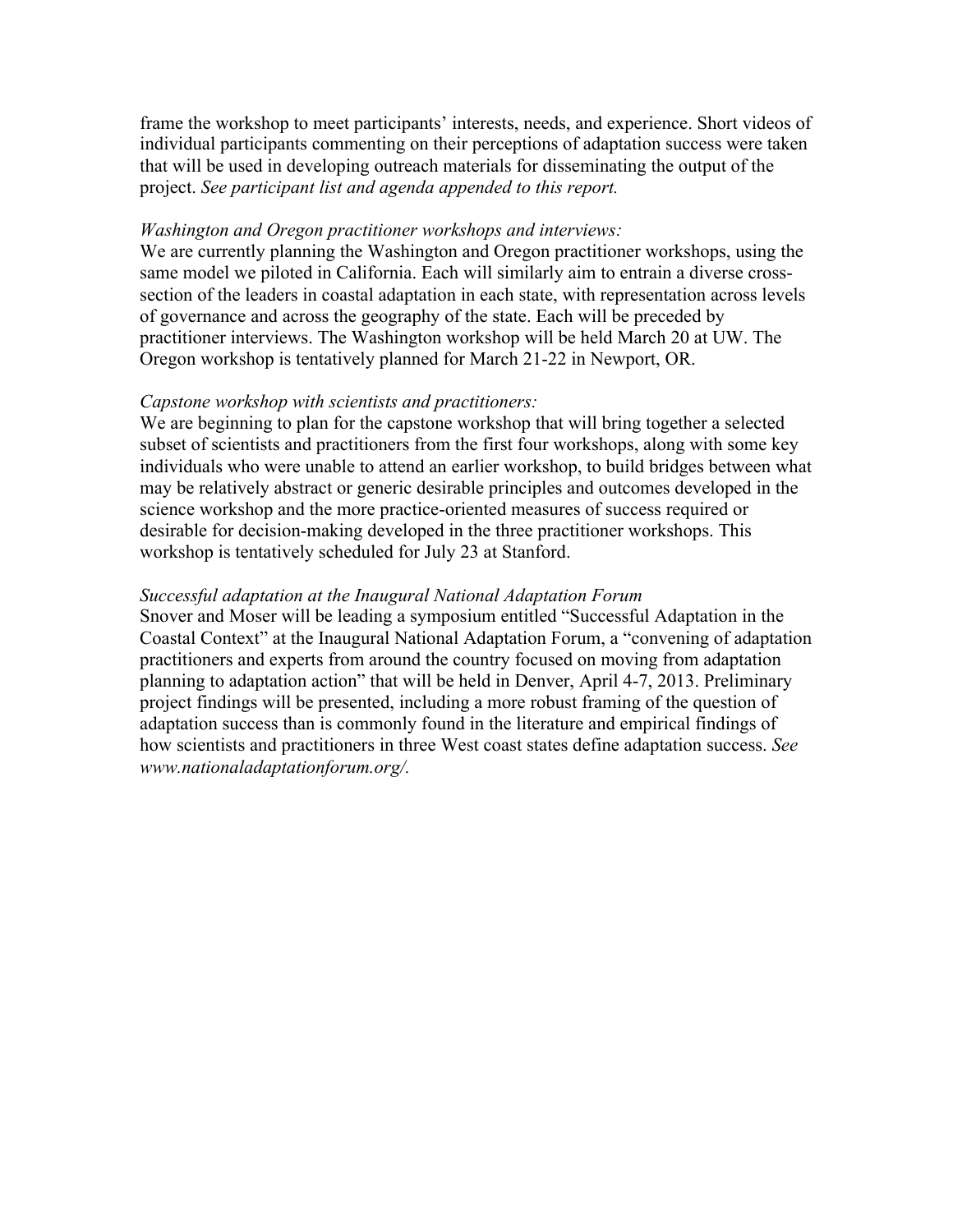frame the workshop to meet participants' interests, needs, and experience. Short videos of individual participants commenting on their perceptions of adaptation success were taken that will be used in developing outreach materials for disseminating the output of the project. *See participant list and agenda appended to this report.*

*Washington and Oregon practitioner workshops and interviews:*

We are currently planning the Washington and Oregon practitioner workshops, using the same model we piloted in California. Each will similarly aim to entrain a diverse cross-section of the leaders in coastal adaptation in each state, with representation across levels of governance and across the geography of the state. Each will be preceded by practitioner interviews. The Washington workshop will be held March 20 at UW. The Oregon workshop is tentatively planned for March 21-22 in Newport, OR.

*Capstone workshop with scientists and practitioners:*

We are beginning to plan for the capstone workshop that will bring together a selected subset of scientists and practitioners from the first four workshops, along with some key individuals who were unable to attend an earlier workshop, to build bridges between what may be relatively abstract or generic desirable principles and outcomes developed in the science workshop and the more practice-oriented measures of success required or desirable for decision-making developed in the three practitioner workshops. This workshop is tentatively scheduled for July 23 at Stanford.

*Successful adaptation at the Inaugural National Adaptation Forum*

Snover and Moser will be leading a symposium entitled "Successful Adaptation in the Coastal Context" at the Inaugural National Adaptation Forum, a "convening of adaptation practitioners and experts from around the country focused on moving from adaptation planning to adaptation action" that will be held in Denver, April 4-7, 2013. Preliminary project findings will be presented, including a more robust framing of the question of adaptation success than is commonly found in the literature and empirical findings of how scientists and practitioners in three West coast states define adaptation success. *See www.nationaladaptationforum.org/.*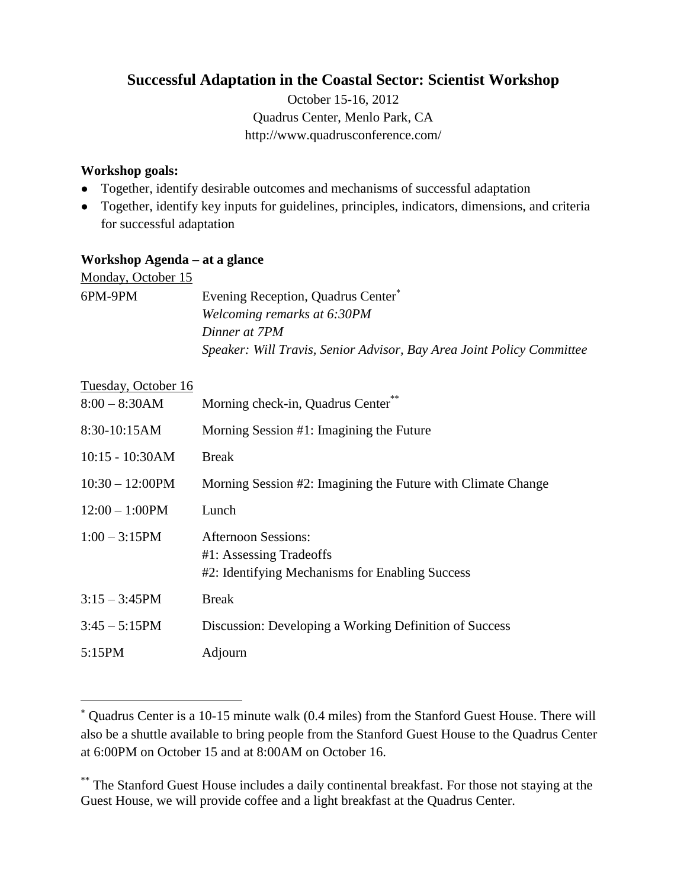# Successful Adaptation in the Coastal Sector: Scientist Workshop

October 15-16, 2012
Quadrus Center, Menlo Park, CA
http://www.quadrusconference.com/

**Workshop goals:**

- Together, identify desirable outcomes and mechanisms of successful adaptation
- Together, identify key inputs for guidelines, principles, indicators, dimensions, and criteria for successful adaptation

**Workshop Agenda – at a glance**

Monday, October 15

| | |
|---|---|
| 6PM-9PM | Evening Reception, Quadrus Center[*]<br>*Welcoming remarks at 6:30PM*<br>*Dinner at 7PM*<br>*Speaker: Will Travis, Senior Advisor, Bay Area Joint Policy Committee* |

Tuesday, October 16

| | |
|---|---|
| 8:00 – 8:30AM | Morning check-in, Quadrus Center[**] |
| 8:30-10:15AM | Morning Session #1: Imagining the Future |
| 10:15 - 10:30AM | Break |
| 10:30 – 12:00PM | Morning Session #2: Imagining the Future with Climate Change |
| 12:00 – 1:00PM | Lunch |
| 1:00 – 3:15PM | Afternoon Sessions:<br>#1: Assessing Tradeoffs<br>#2: Identifying Mechanisms for Enabling Success |
| 3:15 – 3:45PM | Break |
| 3:45 – 5:15PM | Discussion: Developing a Working Definition of Success |
| 5:15PM | Adjourn |

---

[*] Quadrus Center is a 10-15 minute walk (0.4 miles) from the Stanford Guest House. There will also be a shuttle available to bring people from the Stanford Guest House to the Quadrus Center at 6:00PM on October 15 and at 8:00AM on October 16.

[**] The Stanford Guest House includes a daily continental breakfast. For those not staying at the Guest House, we will provide coffee and a light breakfast at the Quadrus Center.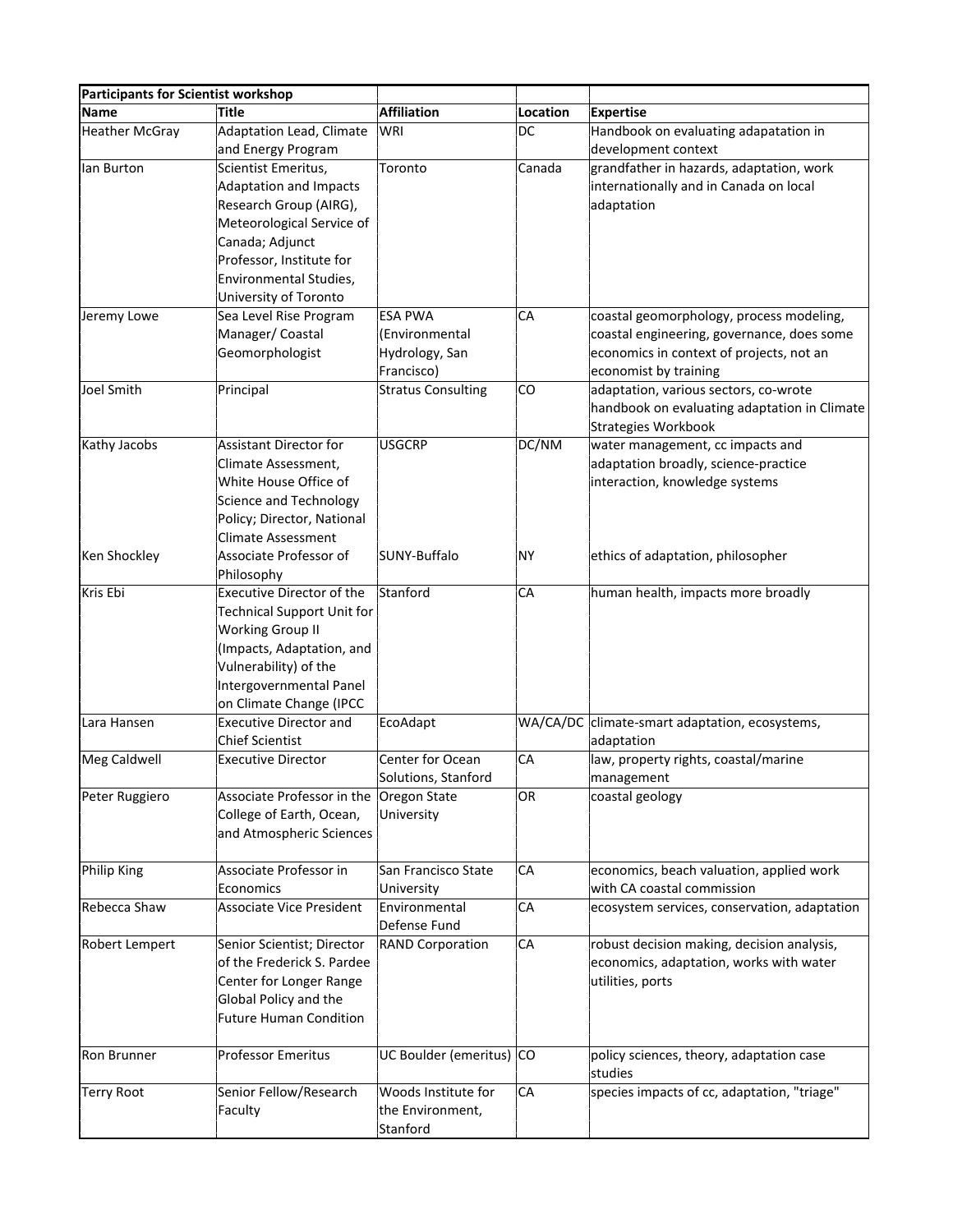| Participants for Scientist workshop | | | | |
|---|---|---|---|---|
| **Name** | **Title** | **Affiliation** | **Location** | **Expertise** |
| Heather McGray | Adaptation Lead, Climate and Energy Program | WRI | DC | Handbook on evaluating adapatation in development context |
| Ian Burton | Scientist Emeritus, Adaptation and Impacts Research Group (AIRG), Meteorological Service of Canada; Adjunct Professor, Institute for Environmental Studies, University of Toronto | Toronto | Canada | grandfather in hazards, adaptation, work internationally and in Canada on local adaptation |
| Jeremy Lowe | Sea Level Rise Program Manager/ Coastal Geomorphologist | ESA PWA (Environmental Hydrology, San Francisco) | CA | coastal geomorphology, process modeling, coastal engineering, governance, does some economics in context of projects, not an economist by training |
| Joel Smith | Principal | Stratus Consulting | CO | adaptation, various sectors, co-wrote handbook on evaluating adaptation in Climate Strategies Workbook |
| Kathy Jacobs | Assistant Director for Climate Assessment, White House Office of Science and Technology Policy; Director, National Climate Assessment | USGCRP | DC/NM | water management, cc impacts and adaptation broadly, science-practice interaction, knowledge systems |
| Ken Shockley | Associate Professor of Philosophy | SUNY-Buffalo | NY | ethics of adaptation, philosopher |
| Kris Ebi | Executive Director of the Technical Support Unit for Working Group II (Impacts, Adaptation, and Vulnerability) of the Intergovernmental Panel on Climate Change (IPCC | Stanford | CA | human health, impacts more broadly |
| Lara Hansen | Executive Director and Chief Scientist | EcoAdapt | WA/CA/DC | climate-smart adaptation, ecosystems, adaptation |
| Meg Caldwell | Executive Director | Center for Ocean Solutions, Stanford | CA | law, property rights, coastal/marine management |
| Peter Ruggiero | Associate Professor in the College of Earth, Ocean, and Atmospheric Sciences | Oregon State University | OR | coastal geology |
| Philip King | Associate Professor in Economics | San Francisco State University | CA | economics, beach valuation, applied work with CA coastal commission |
| Rebecca Shaw | Associate Vice President | Environmental Defense Fund | CA | ecosystem services, conservation, adaptation |
| Robert Lempert | Senior Scientist; Director of the Frederick S. Pardee Center for Longer Range Global Policy and the Future Human Condition | RAND Corporation | CA | robust decision making, decision analysis, economics, adaptation, works with water utilities, ports |
| Ron Brunner | Professor Emeritus | UC Boulder (emeritus) | CO | policy sciences, theory, adaptation case studies |
| Terry Root | Senior Fellow/Research Faculty | Woods Institute for the Environment, Stanford | CA | species impacts of cc, adaptation, "triage" |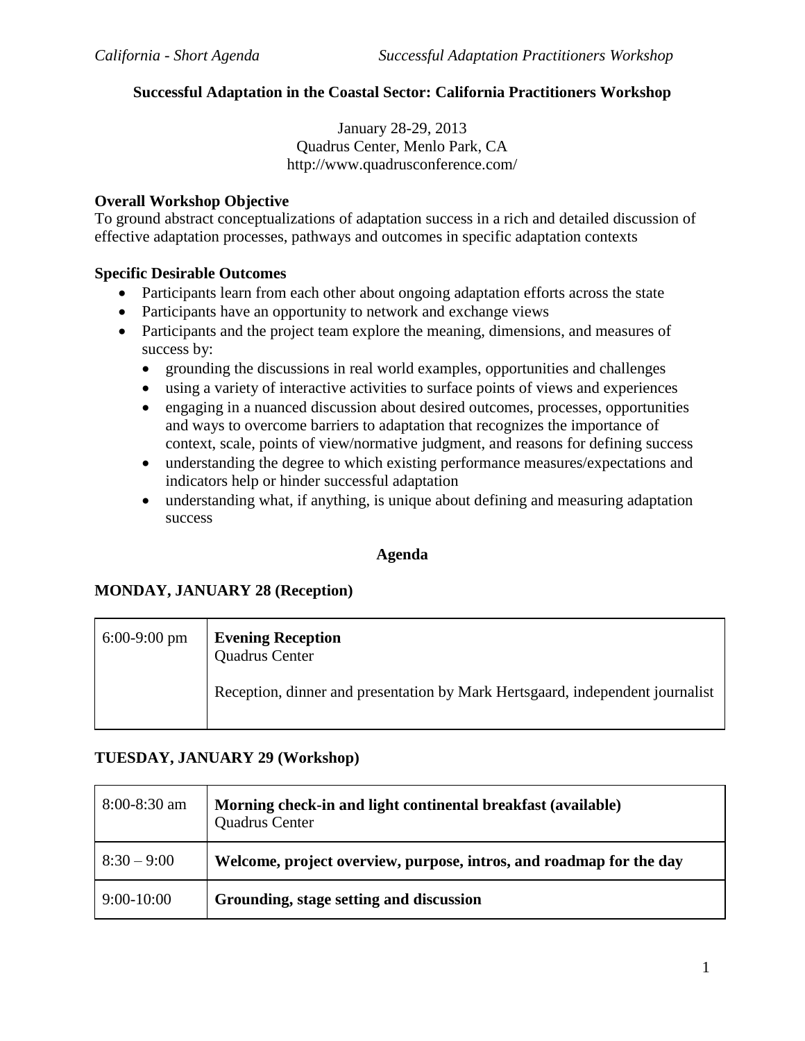**Successful Adaptation in the Coastal Sector: California Practitioners Workshop**

January 28-29, 2013
Quadrus Center, Menlo Park, CA
http://www.quadrusconference.com/

**Overall Workshop Objective**

To ground abstract conceptualizations of adaptation success in a rich and detailed discussion of effective adaptation processes, pathways and outcomes in specific adaptation contexts

**Specific Desirable Outcomes**

- Participants learn from each other about ongoing adaptation efforts across the state
- Participants have an opportunity to network and exchange views
- Participants and the project team explore the meaning, dimensions, and measures of success by:
  - grounding the discussions in real world examples, opportunities and challenges
  - using a variety of interactive activities to surface points of views and experiences
  - engaging in a nuanced discussion about desired outcomes, processes, opportunities and ways to overcome barriers to adaptation that recognizes the importance of context, scale, points of view/normative judgment, and reasons for defining success
  - understanding the degree to which existing performance measures/expectations and indicators help or hinder successful adaptation
  - understanding what, if anything, is unique about defining and measuring adaptation success

**Agenda**

**MONDAY, JANUARY 28 (Reception)**

| | |
|---|---|
| 6:00-9:00 pm | **Evening Reception**<br>Quadrus Center<br><br>Reception, dinner and presentation by Mark Hertsgaard, independent journalist |

**TUESDAY, JANUARY 29 (Workshop)**

| | |
|---|---|
| 8:00-8:30 am | **Morning check-in and light continental breakfast (available)**<br>Quadrus Center |
| 8:30 – 9:00 | **Welcome, project overview, purpose, intros, and roadmap for the day** |
| 9:00-10:00 | **Grounding, stage setting and discussion** |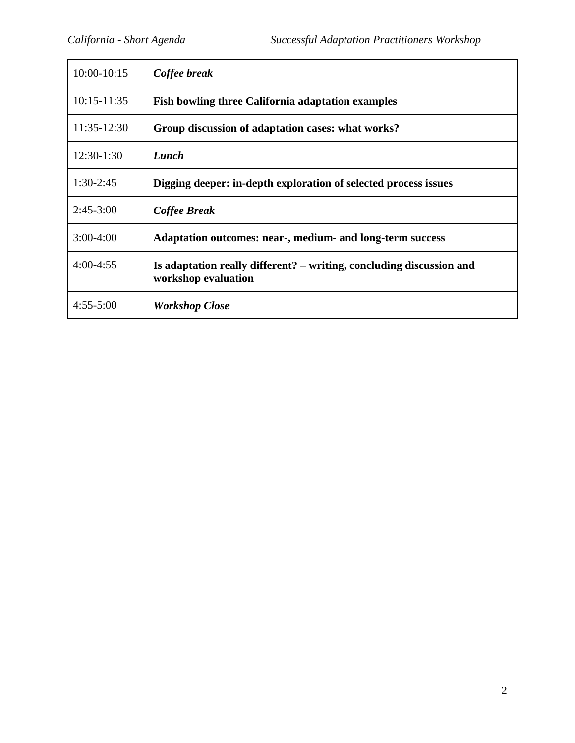| 10:00-10:15 | ***Coffee break*** |
|---|---|
| 10:15-11:35 | **Fish bowling three California adaptation examples** |
| 11:35-12:30 | **Group discussion of adaptation cases: what works?** |
| 12:30-1:30 | ***Lunch*** |
| 1:30-2:45 | **Digging deeper: in-depth exploration of selected process issues** |
| 2:45-3:00 | ***Coffee Break*** |
| 3:00-4:00 | **Adaptation outcomes: near-, medium- and long-term success** |
| 4:00-4:55 | **Is adaptation really different? – writing, concluding discussion and workshop evaluation** |
| 4:55-5:00 | ***Workshop Close*** |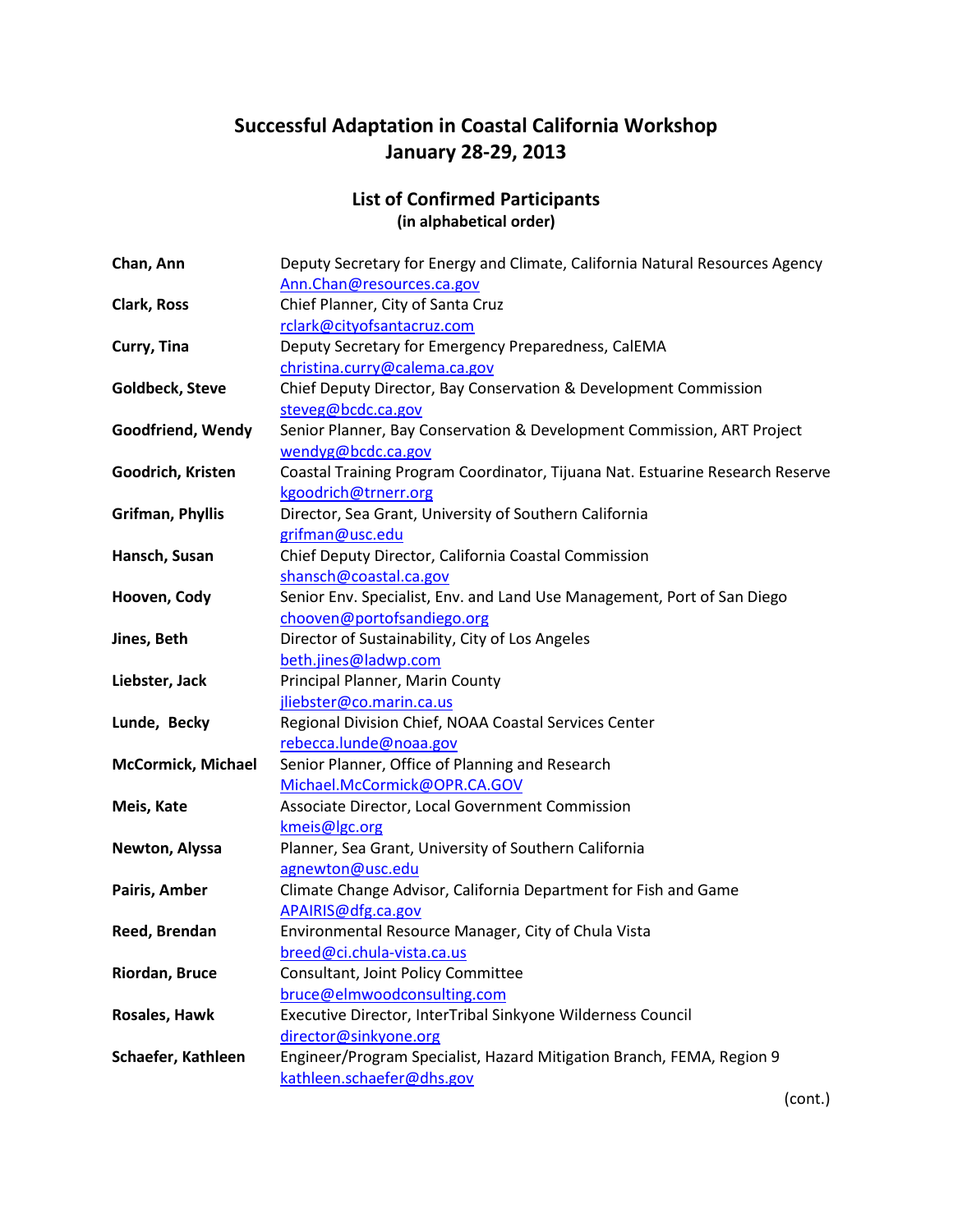# Successful Adaptation in Coastal California Workshop
# January 28-29, 2013

## List of Confirmed Participants
### (in alphabetical order)

| | |
|---|---|
| **Chan, Ann** | Deputy Secretary for Energy and Climate, California Natural Resources Agency<br>Ann.Chan@resources.ca.gov |
| **Clark, Ross** | Chief Planner, City of Santa Cruz<br>rclark@cityofsantacruz.com |
| **Curry, Tina** | Deputy Secretary for Emergency Preparedness, CalEMA<br>christina.curry@calema.ca.gov |
| **Goldbeck, Steve** | Chief Deputy Director, Bay Conservation & Development Commission<br>steveg@bcdc.ca.gov |
| **Goodfriend, Wendy** | Senior Planner, Bay Conservation & Development Commission, ART Project<br>wendyg@bcdc.ca.gov |
| **Goodrich, Kristen** | Coastal Training Program Coordinator, Tijuana Nat. Estuarine Research Reserve<br>kgoodrich@trnerr.org |
| **Grifman, Phyllis** | Director, Sea Grant, University of Southern California<br>grifman@usc.edu |
| **Hansch, Susan** | Chief Deputy Director, California Coastal Commission<br>shansch@coastal.ca.gov |
| **Hooven, Cody** | Senior Env. Specialist, Env. and Land Use Management, Port of San Diego<br>chooven@portofsandiego.org |
| **Jines, Beth** | Director of Sustainability, City of Los Angeles<br>beth.jines@ladwp.com |
| **Liebster, Jack** | Principal Planner, Marin County<br>jliebster@co.marin.ca.us |
| **Lunde, Becky** | Regional Division Chief, NOAA Coastal Services Center<br>rebecca.lunde@noaa.gov |
| **McCormick, Michael** | Senior Planner, Office of Planning and Research<br>Michael.McCormick@OPR.CA.GOV |
| **Meis, Kate** | Associate Director, Local Government Commission<br>kmeis@lgc.org |
| **Newton, Alyssa** | Planner, Sea Grant, University of Southern California<br>agnewton@usc.edu |
| **Pairis, Amber** | Climate Change Advisor, California Department for Fish and Game<br>APAIRIS@dfg.ca.gov |
| **Reed, Brendan** | Environmental Resource Manager, City of Chula Vista<br>breed@ci.chula-vista.ca.us |
| **Riordan, Bruce** | Consultant, Joint Policy Committee<br>bruce@elmwoodconsulting.com |
| **Rosales, Hawk** | Executive Director, InterTribal Sinkyone Wilderness Council<br>director@sinkyone.org |
| **Schaefer, Kathleen** | Engineer/Program Specialist, Hazard Mitigation Branch, FEMA, Region 9<br>kathleen.schaefer@dhs.gov |

(cont.)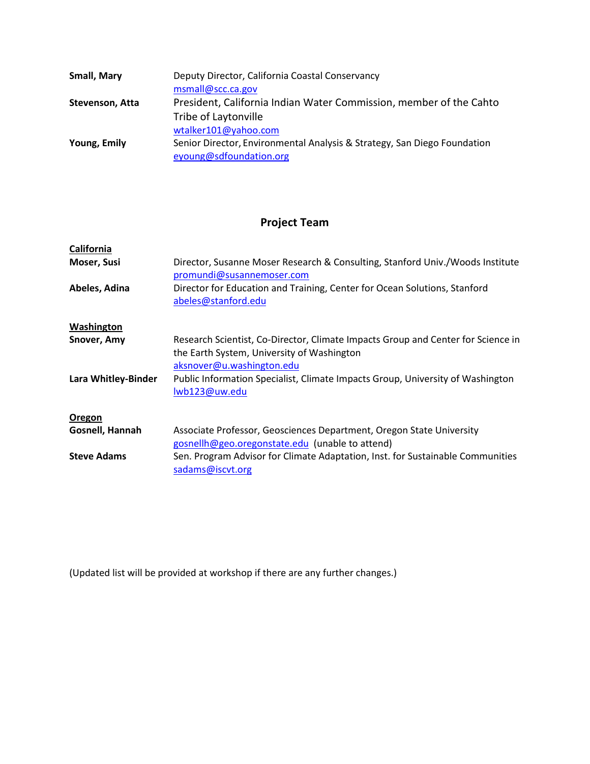**Small, Mary** Deputy Director, California Coastal Conservancy
msmall@scc.ca.gov

**Stevenson, Atta** President, California Indian Water Commission, member of the Cahto Tribe of Laytonville
wtalker101@yahoo.com

**Young, Emily** Senior Director, Environmental Analysis & Strategy, San Diego Foundation
eyoung@sdfoundation.org

## Project Team

**California**

**Moser, Susi** Director, Susanne Moser Research & Consulting, Stanford Univ./Woods Institute
promundi@susannemoser.com

**Abeles, Adina** Director for Education and Training, Center for Ocean Solutions, Stanford
abeles@stanford.edu

**Washington**

**Snover, Amy** Research Scientist, Co-Director, Climate Impacts Group and Center for Science in the Earth System, University of Washington
aksnover@u.washington.edu

**Lara Whitley-Binder** Public Information Specialist, Climate Impacts Group, University of Washington
lwb123@uw.edu

**Oregon**

**Gosnell, Hannah** Associate Professor, Geosciences Department, Oregon State University
gosnellh@geo.oregonstate.edu (unable to attend)

**Steve Adams** Sen. Program Advisor for Climate Adaptation, Inst. for Sustainable Communities
sadams@iscvt.org

(Updated list will be provided at workshop if there are any further changes.)